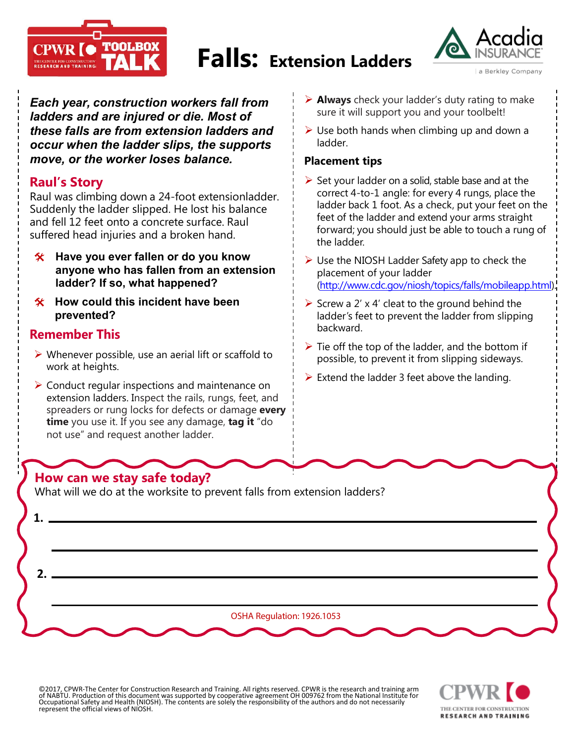# Falls: Extension Ladders

***Each year, construction workers fall from ladders and are injured or die. Most of these falls are from extension ladders and occur when the ladder slips, the supports move, or the worker loses balance.***

## Raul's Story

Raul was climbing down a 24-foot extensionladder. Suddenly the ladder slipped. He lost his balance and fell 12 feet onto a concrete surface. Raul suffered head injuries and a broken hand.

- **Have you ever fallen or do you know anyone who has fallen from an extension ladder? If so, what happened?**
- **How could this incident have been prevented?**

## Remember This

- Whenever possible, use an aerial lift or scaffold to work at heights.
- Conduct regular inspections and maintenance on extension ladders. Inspect the rails, rungs, feet, and spreaders or rung locks for defects or damage **every time** you use it. If you see any damage, **tag it** "do not use" and request another ladder.
- **Always** check your ladder's duty rating to make sure it will support you and your toolbelt!
- Use both hands when climbing up and down a ladder.

### Placement tips

- Set your ladder on a solid, stable base and at the correct 4-to-1 angle: for every 4 rungs, place the ladder back 1 foot. As a check, put your feet on the feet of the ladder and extend your arms straight forward; you should just be able to touch a rung of the ladder.
- Use the NIOSH Ladder Safety app to check the placement of your ladder (http://www.cdc.gov/niosh/topics/falls/mobileapp.html).
- Screw a 2' x 4' cleat to the ground behind the ladder's feet to prevent the ladder from slipping backward.
- Tie off the top of the ladder, and the bottom if possible, to prevent it from slipping sideways.
- Extend the ladder 3 feet above the landing.

## How can we stay safe today?

What will we do at the worksite to prevent falls from extension ladders?

1. ______________________________

______________________________

2. ______________________________

______________________________

OSHA Regulation: 1926.1053

©2017, CPWR-The Center for Construction Research and Training. All rights reserved. CPWR is the research and training arm of NABTU. Production of this document was supported by cooperative agreement OH 009762 from the National Institute for Occupational Safety and Health (NIOSH). The contents are solely the responsibility of the authors and do not necessarily represent the official views of NIOSH.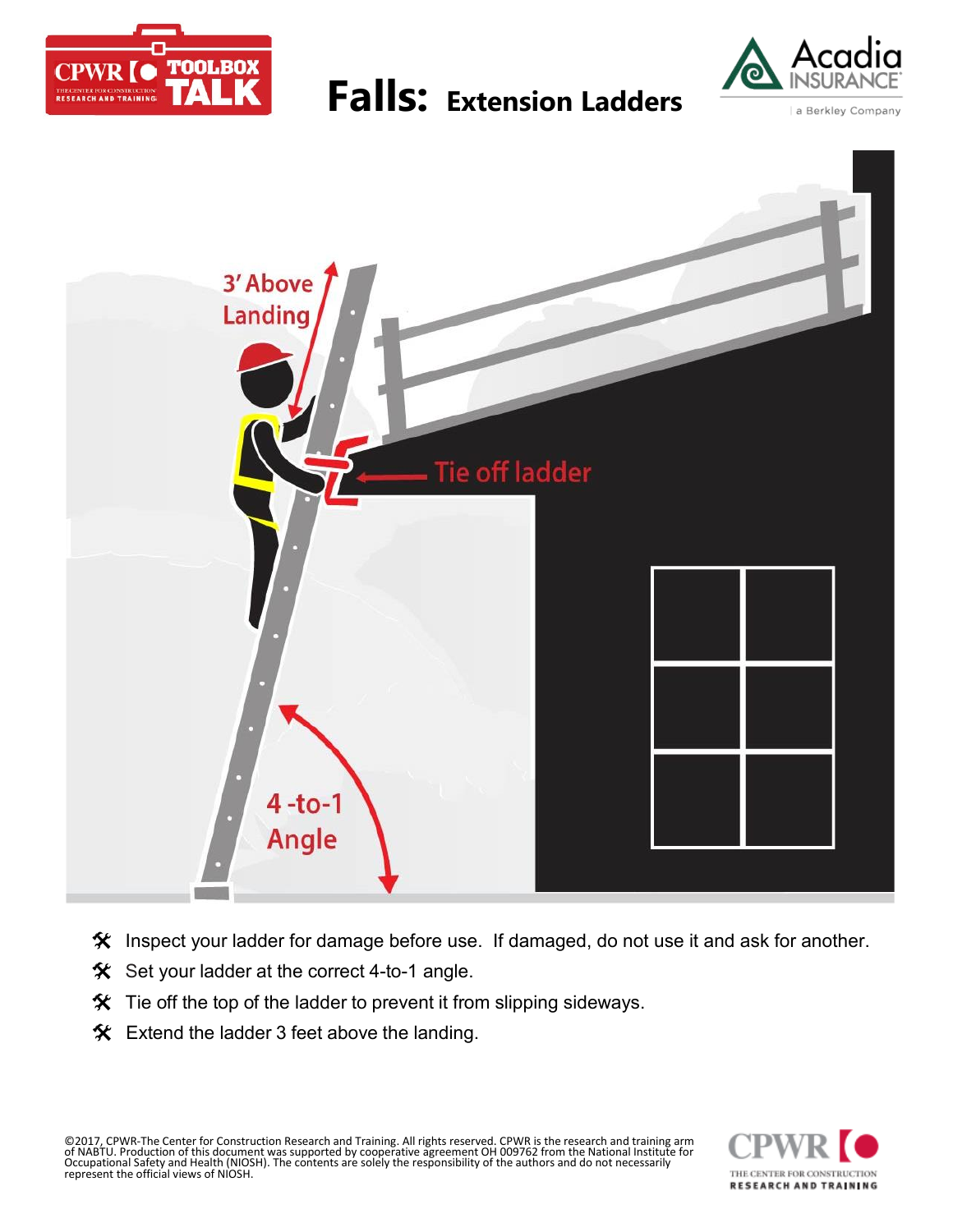# Falls: Extension Ladders

3' Above Landing

Tie off ladder

4 -to-1 Angle

- Inspect your ladder for damage before use. If damaged, do not use it and ask for another.
- Set your ladder at the correct 4-to-1 angle.
- Tie off the top of the ladder to prevent it from slipping sideways.
- Extend the ladder 3 feet above the landing.

©2017, CPWR-The Center for Construction Research and Training. All rights reserved. CPWR is the research and training arm of NABTU. Production of this document was supported by cooperative agreement OH 009762 from the National Institute for Occupational Safety and Health (NIOSH). The contents are solely the responsibility of the authors and do not necessarily represent the official views of NIOSH.